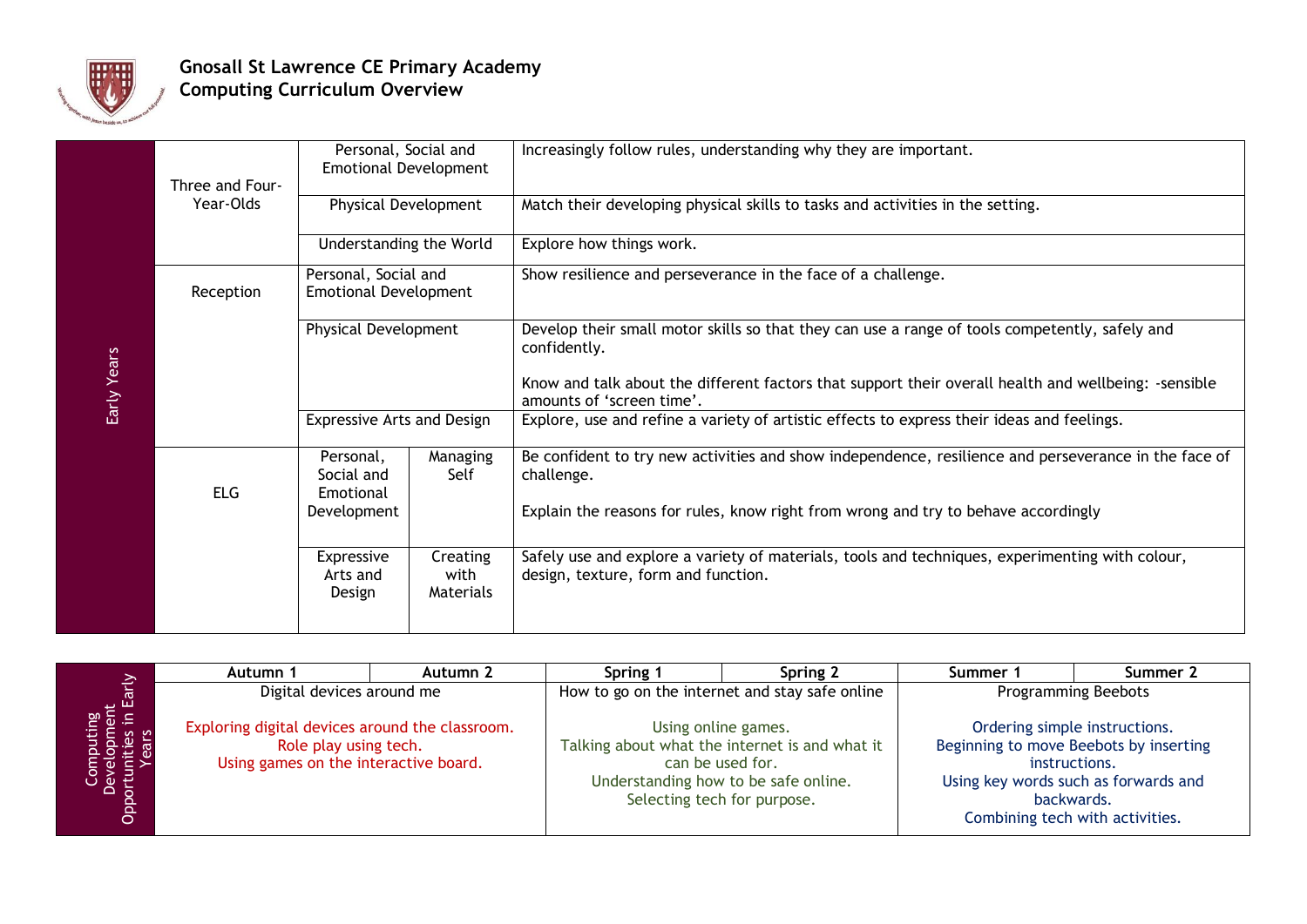# Gnosall St Lawrence CE Primary Academy
## Computing Curriculum Overview

| Early Years | | | | |
|---|---|---|---|---|
| Early Years | Three and Four-Year-Olds | Personal, Social and Emotional Development | | Increasingly follow rules, understanding why they are important. |
| | | Physical Development | | Match their developing physical skills to tasks and activities in the setting. |
| | | Understanding the World | | Explore how things work. |
| | Reception | Personal, Social and Emotional Development | | Show resilience and perseverance in the face of a challenge. |
| | | Physical Development | | Develop their small motor skills so that they can use a range of tools competently, safely and confidently.<br><br>Know and talk about the different factors that support their overall health and wellbeing: -sensible amounts of 'screen time'. |
| | | Expressive Arts and Design | | Explore, use and refine a variety of artistic effects to express their ideas and feelings. |
| | ELG | Personal, Social and Emotional Development | Managing Self | Be confident to try new activities and show independence, resilience and perseverance in the face of challenge.<br><br>Explain the reasons for rules, know right from wrong and try to behave accordingly |
| | | Expressive Arts and Design | Creating with Materials | Safely use and explore a variety of materials, tools and techniques, experimenting with colour, design, texture, form and function. |

| | Autumn 1 | Autumn 2 | Spring 1 | Spring 2 | Summer 1 | Summer 2 |
|---|---|---|---|---|---|---|
| Computing Development Opportunities in Early Years | Digital devices around me<br><br>Exploring digital devices around the classroom.<br>Role play using tech.<br>Using games on the interactive board. | | How to go on the internet and stay safe online<br><br>Using online games.<br>Talking about what the internet is and what it can be used for.<br>Understanding how to be safe online.<br>Selecting tech for purpose. | | Programming Beebots<br><br>Ordering simple instructions.<br>Beginning to move Beebots by inserting instructions.<br>Using key words such as forwards and backwards.<br>Combining tech with activities. | |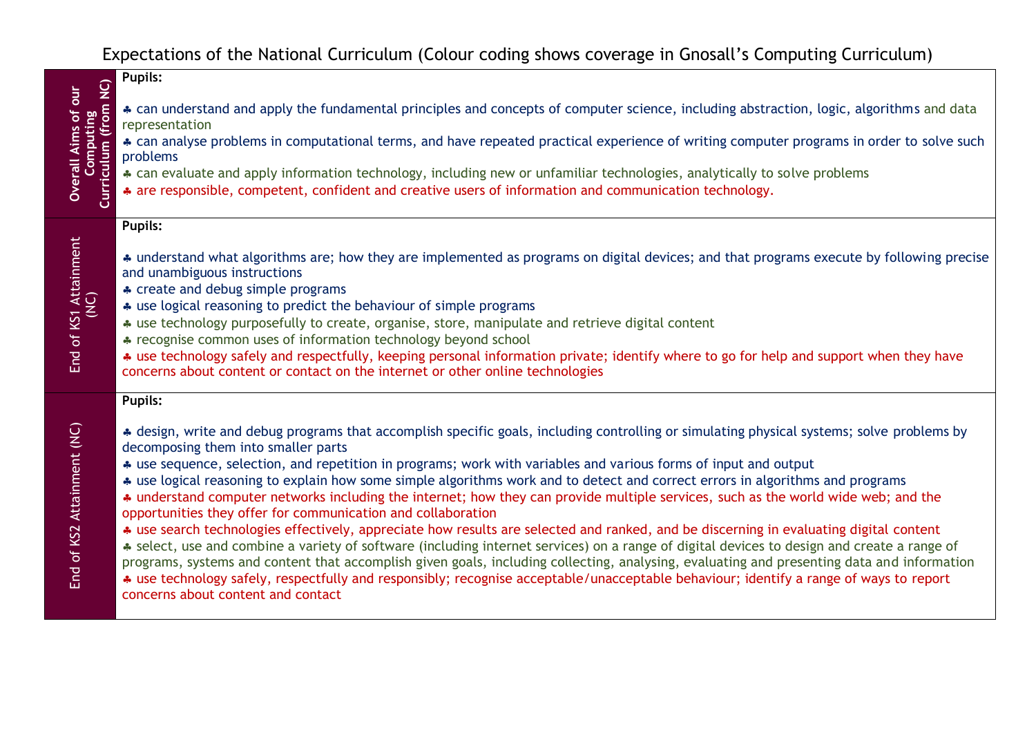# Expectations of the National Curriculum (Colour coding shows coverage in Gnosall's Computing Curriculum)

| | |
|---|---|
| **Overall Aims of our Computing Curriculum (from NC)** | **Pupils:**<br><br>♣ can understand and apply the fundamental principles and concepts of computer science, including abstraction, logic, algorithms and data representation<br>♣ can analyse problems in computational terms, and have repeated practical experience of writing computer programs in order to solve such problems<br>♣ can evaluate and apply information technology, including new or unfamiliar technologies, analytically to solve problems<br>♣ are responsible, competent, confident and creative users of information and communication technology. |
| **End of KS1 Attainment (NC)** | **Pupils:**<br><br>♣ understand what algorithms are; how they are implemented as programs on digital devices; and that programs execute by following precise and unambiguous instructions<br>♣ create and debug simple programs<br>♣ use logical reasoning to predict the behaviour of simple programs<br>♣ use technology purposefully to create, organise, store, manipulate and retrieve digital content<br>♣ recognise common uses of information technology beyond school<br>♣ use technology safely and respectfully, keeping personal information private; identify where to go for help and support when they have concerns about content or contact on the internet or other online technologies |
| **End of KS2 Attainment (NC)** | **Pupils:**<br><br>♣ design, write and debug programs that accomplish specific goals, including controlling or simulating physical systems; solve problems by decomposing them into smaller parts<br>♣ use sequence, selection, and repetition in programs; work with variables and various forms of input and output<br>♣ use logical reasoning to explain how some simple algorithms work and to detect and correct errors in algorithms and programs<br>♣ understand computer networks including the internet; how they can provide multiple services, such as the world wide web; and the opportunities they offer for communication and collaboration<br>♣ use search technologies effectively, appreciate how results are selected and ranked, and be discerning in evaluating digital content<br>♣ select, use and combine a variety of software (including internet services) on a range of digital devices to design and create a range of programs, systems and content that accomplish given goals, including collecting, analysing, evaluating and presenting data and information<br>♣ use technology safely, respectfully and responsibly; recognise acceptable/unacceptable behaviour; identify a range of ways to report concerns about content and contact |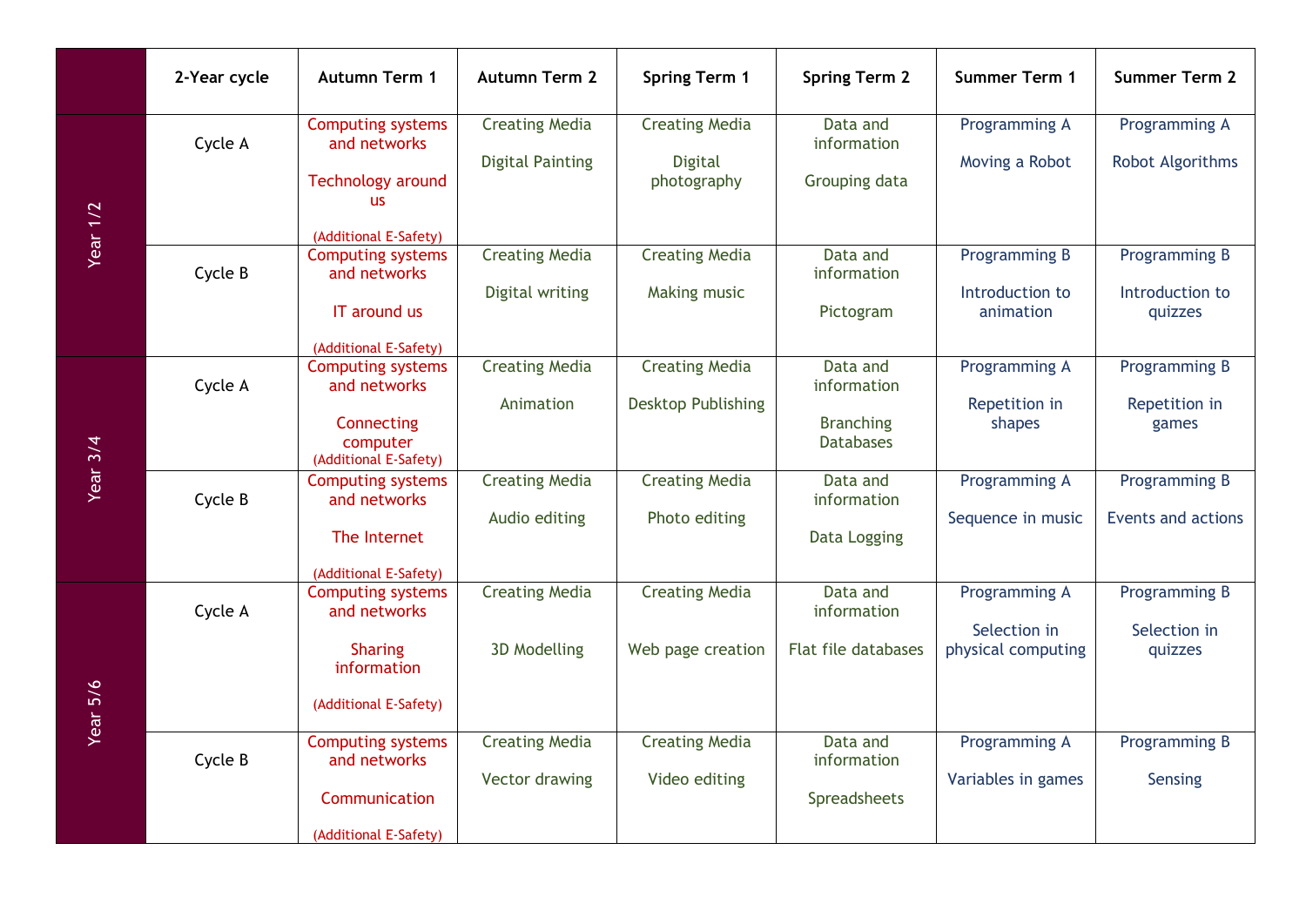| | 2-Year cycle | Autumn Term 1 | Autumn Term 2 | Spring Term 1 | Spring Term 2 | Summer Term 1 | Summer Term 2 |
|---|---|---|---|---|---|---|---|
| Year 1/2 | Cycle A | Computing systems and networks<br><br>Technology around us<br><br>(Additional E-Safety) | Creating Media<br><br>Digital Painting | Creating Media<br><br>Digital photography | Data and information<br><br>Grouping data | Programming A<br><br>Moving a Robot | Programming A<br><br>Robot Algorithms |
| | Cycle B | Computing systems and networks<br><br>IT around us<br><br>(Additional E-Safety) | Creating Media<br><br>Digital writing | Creating Media<br><br>Making music | Data and information<br><br>Pictogram | Programming B<br><br>Introduction to animation | Programming B<br><br>Introduction to quizzes |
| Year 3/4 | Cycle A | Computing systems and networks<br><br>Connecting computer<br>(Additional E-Safety) | Creating Media<br><br>Animation | Creating Media<br><br>Desktop Publishing | Data and information<br><br>Branching Databases | Programming A<br><br>Repetition in shapes | Programming B<br><br>Repetition in games |
| | Cycle B | Computing systems and networks<br><br>The Internet<br><br>(Additional E-Safety) | Creating Media<br><br>Audio editing | Creating Media<br><br>Photo editing | Data and information<br><br>Data Logging | Programming A<br><br>Sequence in music | Programming B<br><br>Events and actions |
| Year 5/6 | Cycle A | Computing systems and networks<br><br>Sharing information<br><br>(Additional E-Safety) | Creating Media<br><br>3D Modelling | Creating Media<br><br>Web page creation | Data and information<br><br>Flat file databases | Programming A<br><br>Selection in physical computing | Programming B<br><br>Selection in quizzes |
| | Cycle B | Computing systems and networks<br><br>Communication<br><br>(Additional E-Safety) | Creating Media<br><br>Vector drawing | Creating Media<br><br>Video editing | Data and information<br><br>Spreadsheets | Programming A<br><br>Variables in games | Programming B<br><br>Sensing |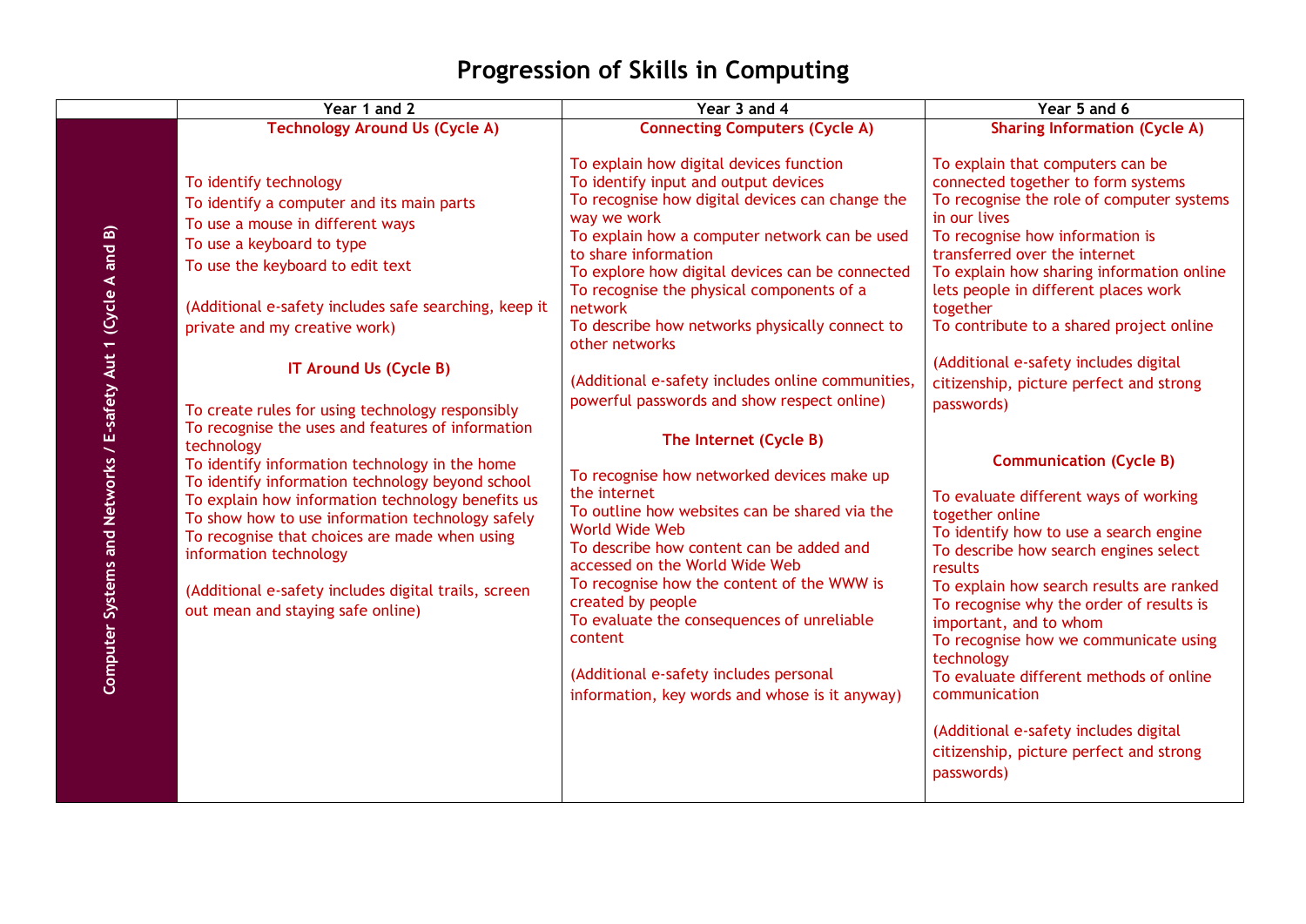# Progression of Skills in Computing

| | Year 1 and 2 | Year 3 and 4 | Year 5 and 6 |
|---|---|---|---|
| Computer Systems and Networks / E-safety Aut 1 (Cycle A and B) | **Technology Around Us (Cycle A)**<br><br>To identify technology<br>To identify a computer and its main parts<br>To use a mouse in different ways<br>To use a keyboard to type<br>To use the keyboard to edit text<br><br>(Additional e-safety includes safe searching, keep it private and my creative work)<br><br>**IT Around Us (Cycle B)**<br><br>To create rules for using technology responsibly<br>To recognise the uses and features of information technology<br>To identify information technology in the home<br>To identify information technology beyond school<br>To explain how information technology benefits us<br>To show how to use information technology safely<br>To recognise that choices are made when using information technology<br><br>(Additional e-safety includes digital trails, screen out mean and staying safe online) | **Connecting Computers (Cycle A)**<br><br>To explain how digital devices function<br>To identify input and output devices<br>To recognise how digital devices can change the way we work<br>To explain how a computer network can be used to share information<br>To explore how digital devices can be connected<br>To recognise the physical components of a network<br>To describe how networks physically connect to other networks<br><br>(Additional e-safety includes online communities, powerful passwords and show respect online)<br><br>**The Internet (Cycle B)**<br><br>To recognise how networked devices make up the internet<br>To outline how websites can be shared via the World Wide Web<br>To describe how content can be added and accessed on the World Wide Web<br>To recognise how the content of the WWW is created by people<br>To evaluate the consequences of unreliable content<br><br>(Additional e-safety includes personal information, key words and whose is it anyway) | **Sharing Information (Cycle A)**<br><br>To explain that computers can be connected together to form systems<br>To recognise the role of computer systems in our lives<br>To recognise how information is transferred over the internet<br>To explain how sharing information online lets people in different places work together<br>To contribute to a shared project online<br><br>(Additional e-safety includes digital citizenship, picture perfect and strong passwords)<br><br>**Communication (Cycle B)**<br><br>To evaluate different ways of working together online<br>To identify how to use a search engine<br>To describe how search engines select results<br>To explain how search results are ranked<br>To recognise why the order of results is important, and to whom<br>To recognise how we communicate using technology<br>To evaluate different methods of online communication<br><br>(Additional e-safety includes digital citizenship, picture perfect and strong passwords) |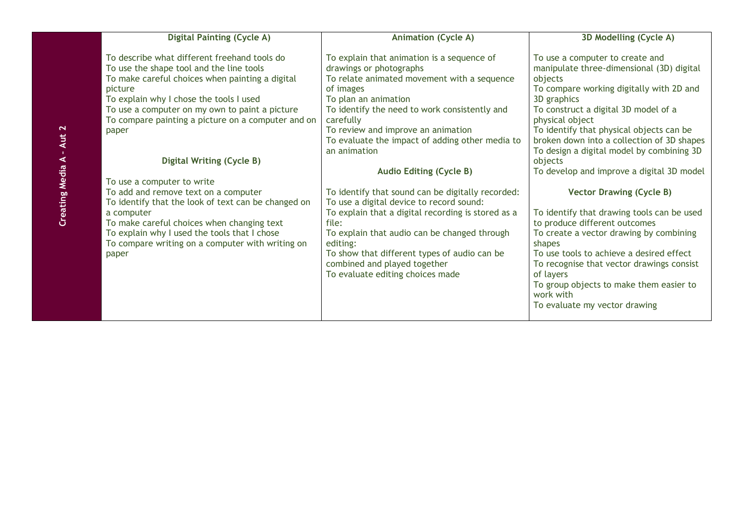| Creating Media A - Aut 2 | Digital Painting (Cycle A) | Animation (Cycle A) | 3D Modelling (Cycle A) |
|---|---|---|---|
| | To describe what different freehand tools do<br>To use the shape tool and the line tools<br>To make careful choices when painting a digital picture<br>To explain why I chose the tools I used<br>To use a computer on my own to paint a picture<br>To compare painting a picture on a computer and on paper<br><br>**Digital Writing (Cycle B)**<br><br>To use a computer to write<br>To add and remove text on a computer<br>To identify that the look of text can be changed on a computer<br>To make careful choices when changing text<br>To explain why I used the tools that I chose<br>To compare writing on a computer with writing on paper | To explain that animation is a sequence of drawings or photographs<br>To relate animated movement with a sequence of images<br>To plan an animation<br>To identify the need to work consistently and carefully<br>To review and improve an animation<br>To evaluate the impact of adding other media to an animation<br><br>**Audio Editing (Cycle B)**<br><br>To identify that sound can be digitally recorded:<br>To use a digital device to record sound:<br>To explain that a digital recording is stored as a file:<br>To explain that audio can be changed through editing:<br>To show that different types of audio can be combined and played together<br>To evaluate editing choices made | To use a computer to create and manipulate three-dimensional (3D) digital objects<br>To compare working digitally with 2D and 3D graphics<br>To construct a digital 3D model of a physical object<br>To identify that physical objects can be broken down into a collection of 3D shapes<br>To design a digital model by combining 3D objects<br>To develop and improve a digital 3D model<br><br>**Vector Drawing (Cycle B)**<br><br>To identify that drawing tools can be used to produce different outcomes<br>To create a vector drawing by combining shapes<br>To use tools to achieve a desired effect<br>To recognise that vector drawings consist of layers<br>To group objects to make them easier to work with<br>To evaluate my vector drawing |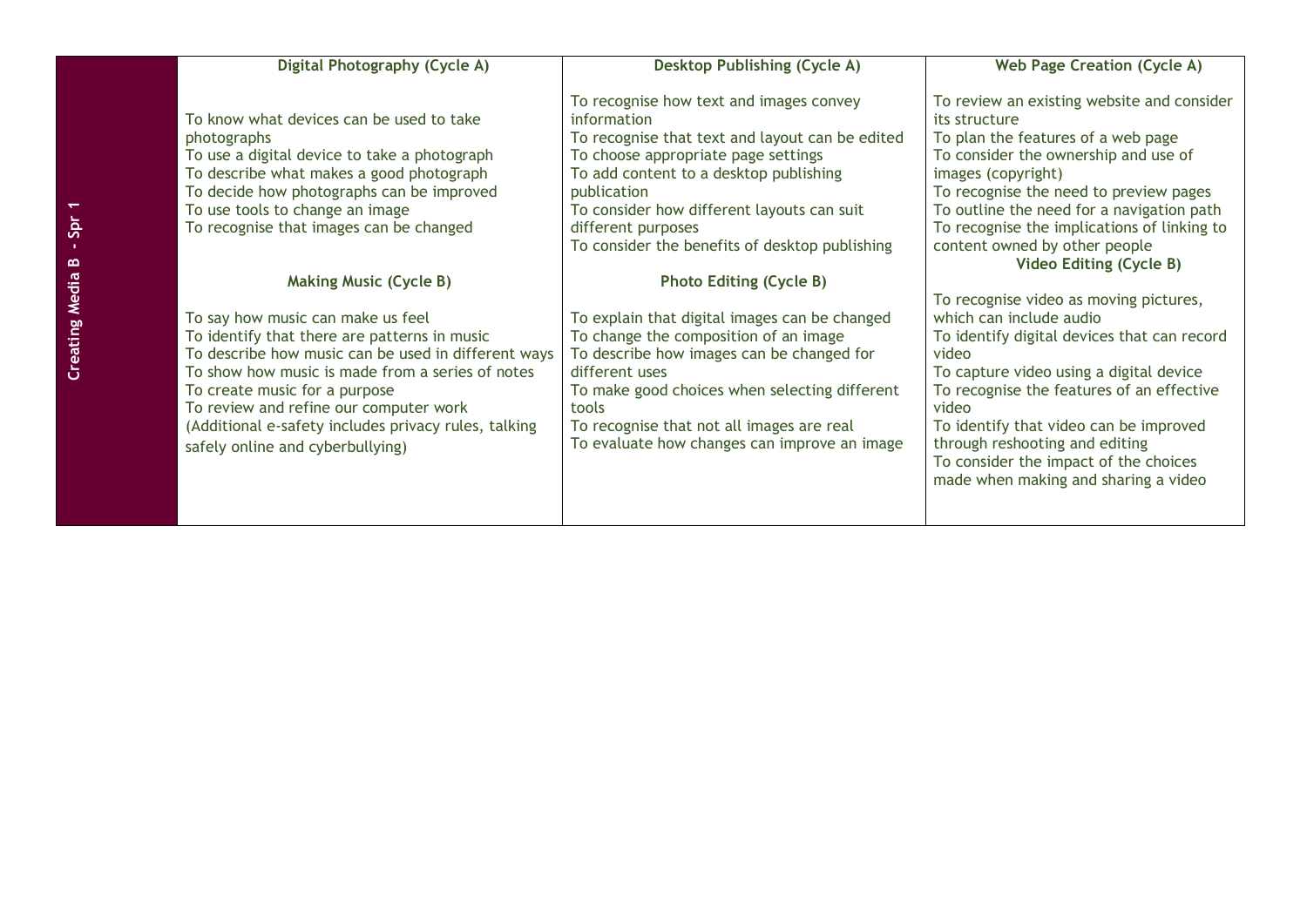| Creating Media B - Spr 1 | Digital Photography (Cycle A) | Desktop Publishing (Cycle A) | Web Page Creation (Cycle A) |
|---|---|---|---|
| | To know what devices can be used to take photographs<br>To use a digital device to take a photograph<br>To describe what makes a good photograph<br>To decide how photographs can be improved<br>To use tools to change an image<br>To recognise that images can be changed | To recognise how text and images convey information<br>To recognise that text and layout can be edited<br>To choose appropriate page settings<br>To add content to a desktop publishing publication<br>To consider how different layouts can suit different purposes<br>To consider the benefits of desktop publishing | To review an existing website and consider its structure<br>To plan the features of a web page<br>To consider the ownership and use of images (copyright)<br>To recognise the need to preview pages<br>To outline the need for a navigation path<br>To recognise the implications of linking to content owned by other people |
| | **Making Music (Cycle B)** | **Photo Editing (Cycle B)** | **Video Editing (Cycle B)** |
| | To say how music can make us feel<br>To identify that there are patterns in music<br>To describe how music can be used in different ways<br>To show how music is made from a series of notes<br>To create music for a purpose<br>To review and refine our computer work<br>(Additional e-safety includes privacy rules, talking safely online and cyberbullying) | To explain that digital images can be changed<br>To change the composition of an image<br>To describe how images can be changed for different uses<br>To make good choices when selecting different tools<br>To recognise that not all images are real<br>To evaluate how changes can improve an image | To recognise video as moving pictures, which can include audio<br>To identify digital devices that can record video<br>To capture video using a digital device<br>To recognise the features of an effective video<br>To identify that video can be improved through reshooting and editing<br>To consider the impact of the choices made when making and sharing a video |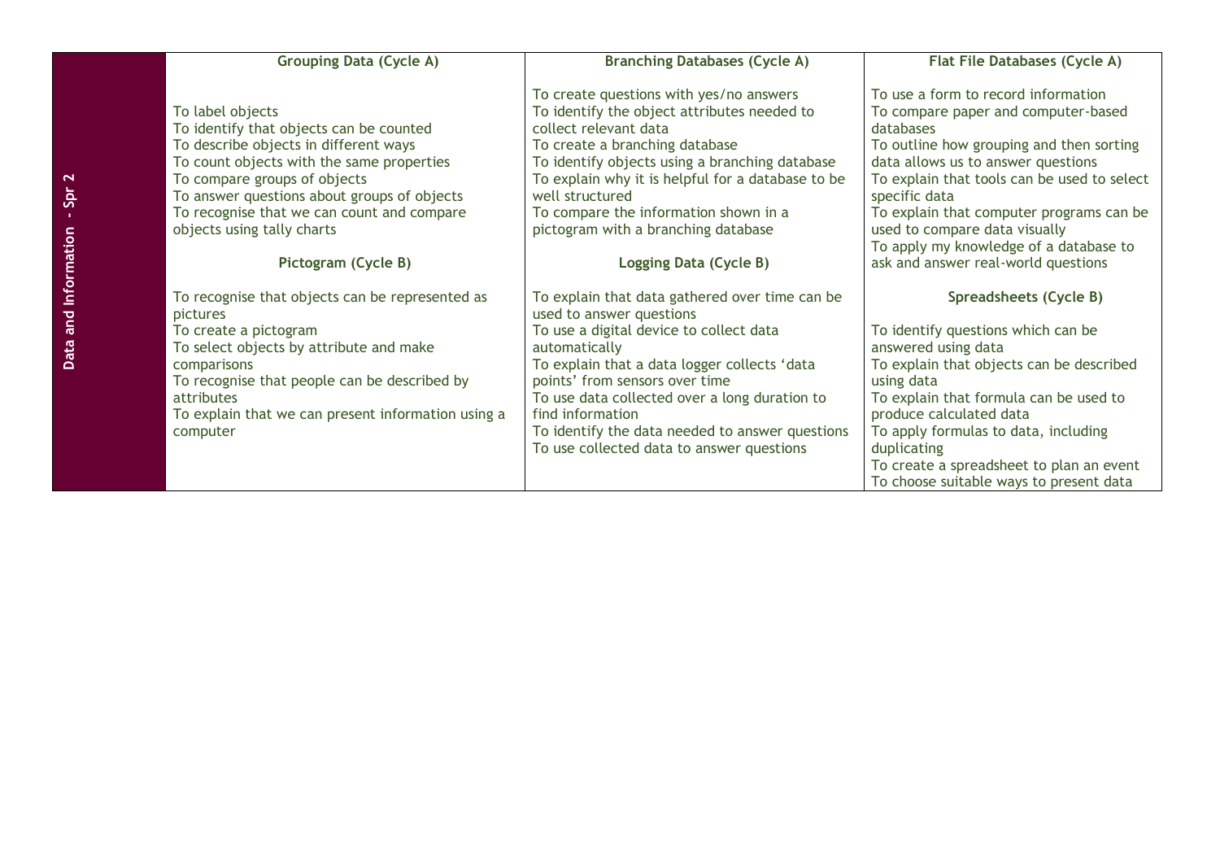| Data and Information - Spr 2 | Grouping Data (Cycle A) | Branching Databases (Cycle A) | Flat File Databases (Cycle A) |
|---|---|---|---|
| | To label objects<br>To identify that objects can be counted<br>To describe objects in different ways<br>To count objects with the same properties<br>To compare groups of objects<br>To answer questions about groups of objects<br>To recognise that we can count and compare objects using tally charts<br><br>**Pictogram (Cycle B)**<br><br>To recognise that objects can be represented as pictures<br>To create a pictogram<br>To select objects by attribute and make comparisons<br>To recognise that people can be described by attributes<br>To explain that we can present information using a computer | To create questions with yes/no answers<br>To identify the object attributes needed to collect relevant data<br>To create a branching database<br>To identify objects using a branching database<br>To explain why it is helpful for a database to be well structured<br>To compare the information shown in a pictogram with a branching database<br><br>**Logging Data (Cycle B)**<br><br>To explain that data gathered over time can be used to answer questions<br>To use a digital device to collect data automatically<br>To explain that a data logger collects 'data points' from sensors over time<br>To use data collected over a long duration to find information<br>To identify the data needed to answer questions<br>To use collected data to answer questions | To use a form to record information<br>To compare paper and computer-based databases<br>To outline how grouping and then sorting data allows us to answer questions<br>To explain that tools can be used to select specific data<br>To explain that computer programs can be used to compare data visually<br>To apply my knowledge of a database to ask and answer real-world questions<br><br>**Spreadsheets (Cycle B)**<br><br>To identify questions which can be answered using data<br>To explain that objects can be described using data<br>To explain that formula can be used to produce calculated data<br>To apply formulas to data, including duplicating<br>To create a spreadsheet to plan an event<br>To choose suitable ways to present data |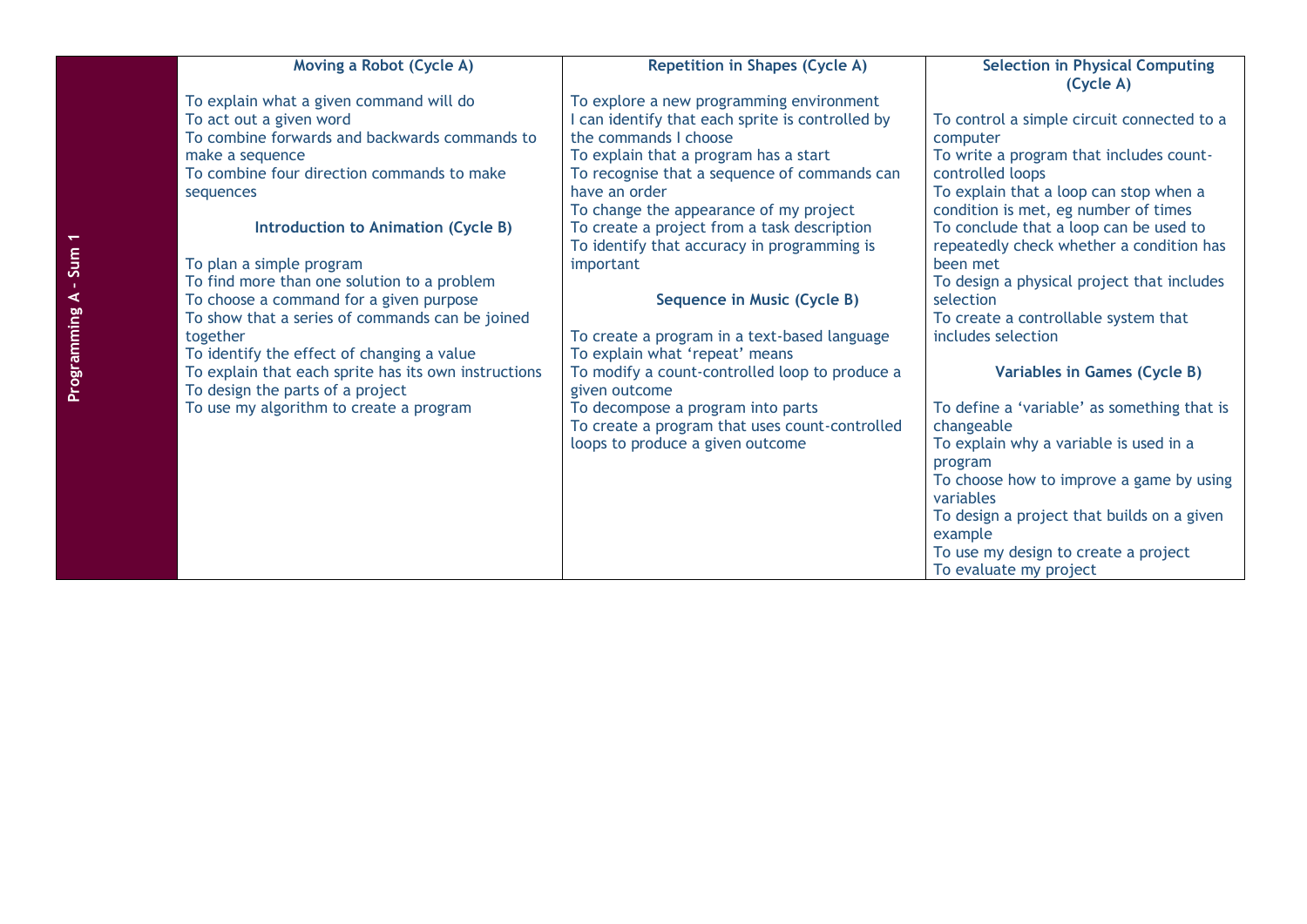| Programming A – Sum 1 | **Moving a Robot (Cycle A)**<br><br>To explain what a given command will do<br>To act out a given word<br>To combine forwards and backwards commands to make a sequence<br>To combine four direction commands to make sequences<br><br>**Introduction to Animation (Cycle B)**<br><br>To plan a simple program<br>To find more than one solution to a problem<br>To choose a command for a given purpose<br>To show that a series of commands can be joined together<br>To identify the effect of changing a value<br>To explain that each sprite has its own instructions<br>To design the parts of a project<br>To use my algorithm to create a program | **Repetition in Shapes (Cycle A)**<br><br>To explore a new programming environment<br>I can identify that each sprite is controlled by the commands I choose<br>To explain that a program has a start<br>To recognise that a sequence of commands can have an order<br>To change the appearance of my project<br>To create a project from a task description<br>To identify that accuracy in programming is important<br><br>**Sequence in Music (Cycle B)**<br><br>To create a program in a text-based language<br>To explain what 'repeat' means<br>To modify a count-controlled loop to produce a given outcome<br>To decompose a program into parts<br>To create a program that uses count-controlled loops to produce a given outcome | **Selection in Physical Computing (Cycle A)**<br><br>To control a simple circuit connected to a computer<br>To write a program that includes count-controlled loops<br>To explain that a loop can stop when a condition is met, eg number of times<br>To conclude that a loop can be used to repeatedly check whether a condition has been met<br>To design a physical project that includes selection<br>To create a controllable system that includes selection<br><br>**Variables in Games (Cycle B)**<br><br>To define a 'variable' as something that is changeable<br>To explain why a variable is used in a program<br>To choose how to improve a game by using variables<br>To design a project that builds on a given example<br>To use my design to create a project<br>To evaluate my project |
|---|---|---|---|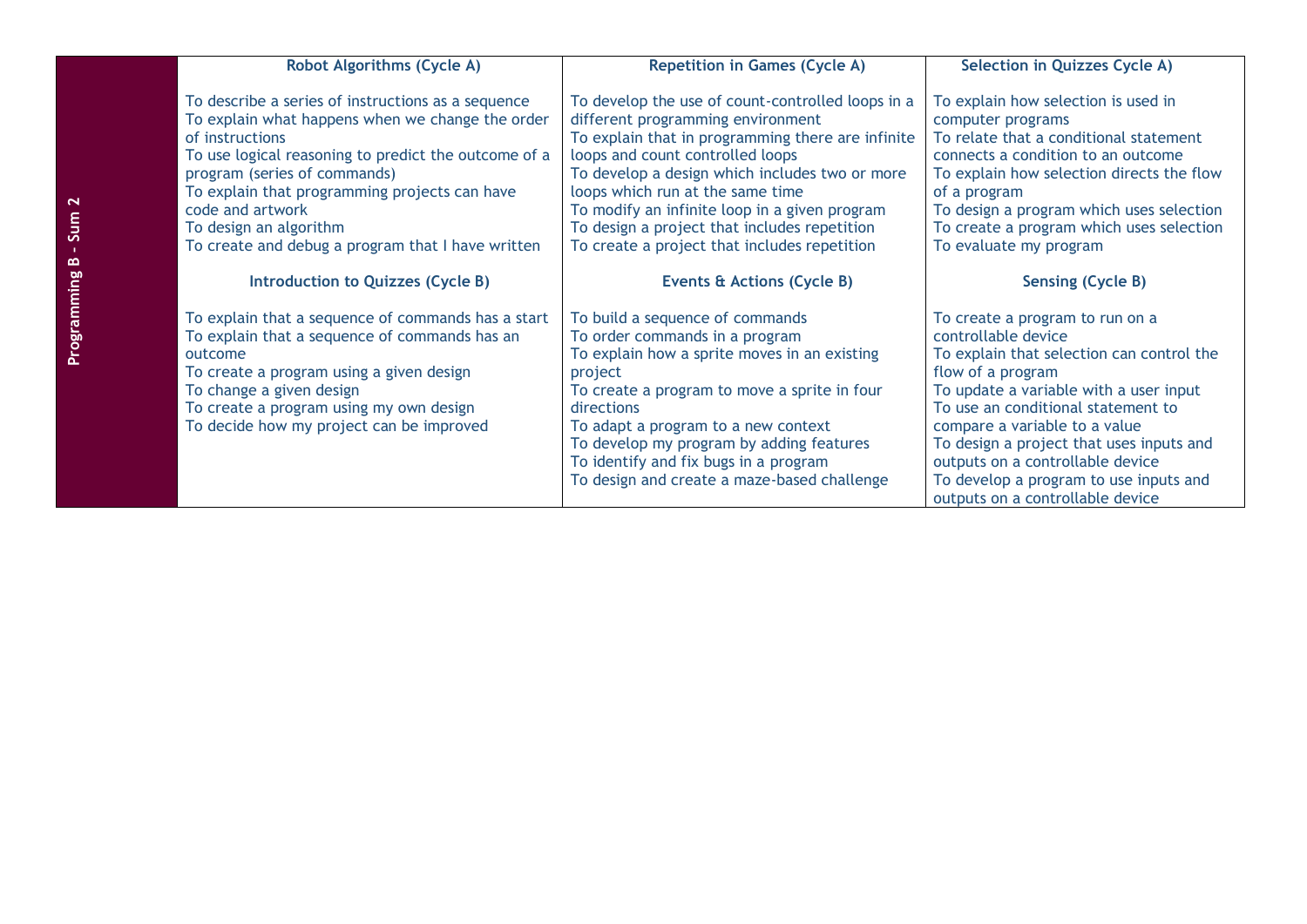| | | | |
|---|---|---|---|
| **Programming B - Sum 2** | **Robot Algorithms (Cycle A)**<br><br>To describe a series of instructions as a sequence<br>To explain what happens when we change the order of instructions<br>To use logical reasoning to predict the outcome of a program (series of commands)<br>To explain that programming projects can have code and artwork<br>To design an algorithm<br>To create and debug a program that I have written | **Repetition in Games (Cycle A)**<br><br>To develop the use of count-controlled loops in a different programming environment<br>To explain that in programming there are infinite loops and count controlled loops<br>To develop a design which includes two or more loops which run at the same time<br>To modify an infinite loop in a given program<br>To design a project that includes repetition<br>To create a project that includes repetition | **Selection in Quizzes Cycle A)**<br><br>To explain how selection is used in computer programs<br>To relate that a conditional statement connects a condition to an outcome<br>To explain how selection directs the flow of a program<br>To design a program which uses selection<br>To create a program which uses selection<br>To evaluate my program |
| | **Introduction to Quizzes (Cycle B)**<br><br>To explain that a sequence of commands has a start<br>To explain that a sequence of commands has an outcome<br>To create a program using a given design<br>To change a given design<br>To create a program using my own design<br>To decide how my project can be improved | **Events & Actions (Cycle B)**<br><br>To build a sequence of commands<br>To order commands in a program<br>To explain how a sprite moves in an existing project<br>To create a program to move a sprite in four directions<br>To adapt a program to a new context<br>To develop my program by adding features<br>To identify and fix bugs in a program<br>To design and create a maze-based challenge | **Sensing (Cycle B)**<br><br>To create a program to run on a controllable device<br>To explain that selection can control the flow of a program<br>To update a variable with a user input<br>To use an conditional statement to compare a variable to a value<br>To design a project that uses inputs and outputs on a controllable device<br>To develop a program to use inputs and outputs on a controllable device |